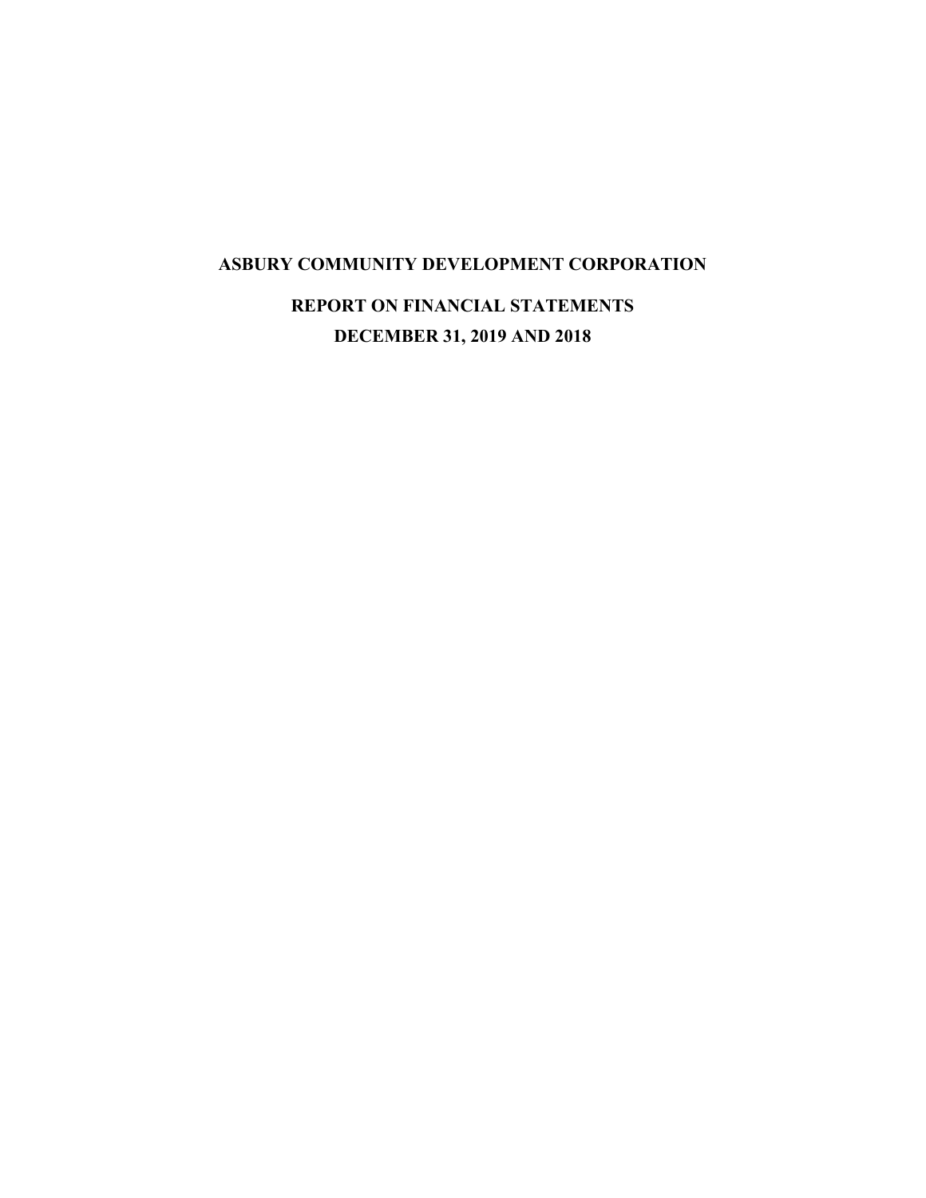# ASBURY COMMUNITY DEVELOPMENT CORPORATION

## REPORT ON FINANCIAL STATEMENTS

## DECEMBER 31, 2019 AND 2018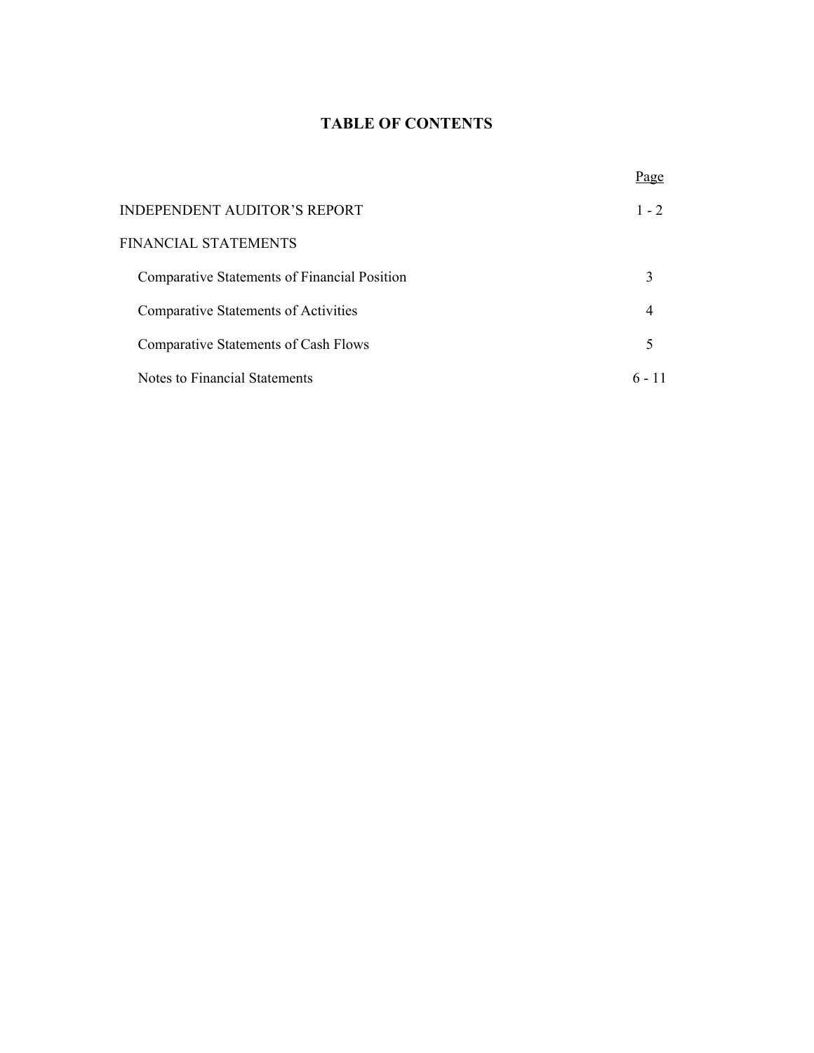# TABLE OF CONTENTS

| | Page |
|---|---|
| INDEPENDENT AUDITOR'S REPORT | 1 - 2 |
| FINANCIAL STATEMENTS | |
| Comparative Statements of Financial Position | 3 |
| Comparative Statements of Activities | 4 |
| Comparative Statements of Cash Flows | 5 |
| Notes to Financial Statements | 6 - 11 |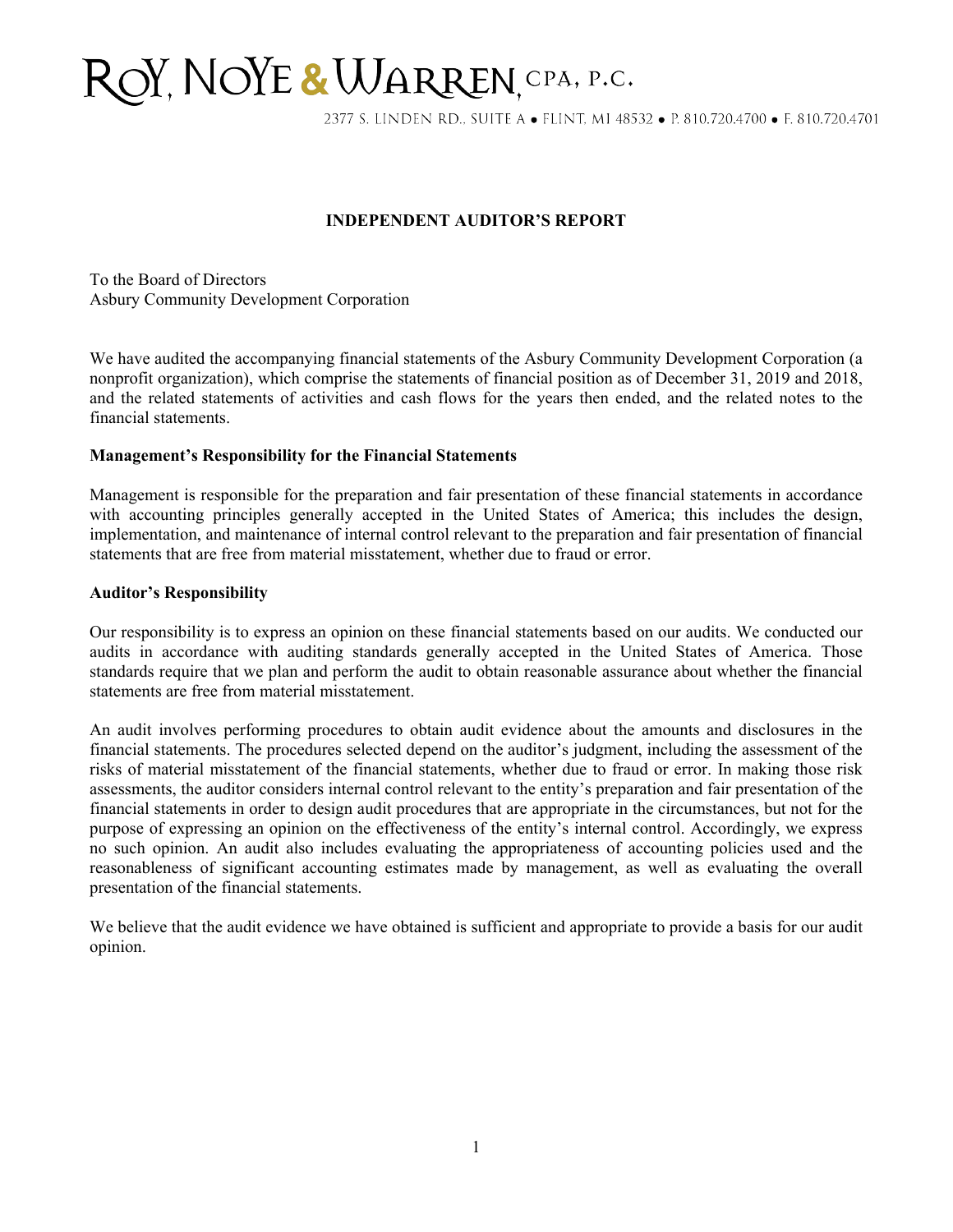# ROY, NOYE & WARREN, CPA, P.C.

2377 S. LINDEN RD., SUITE A • FLINT, MI 48532 • P. 810.720.4700 • F. 810.720.4701

## INDEPENDENT AUDITOR'S REPORT

To the Board of Directors
Asbury Community Development Corporation

We have audited the accompanying financial statements of the Asbury Community Development Corporation (a nonprofit organization), which comprise the statements of financial position as of December 31, 2019 and 2018, and the related statements of activities and cash flows for the years then ended, and the related notes to the financial statements.

### Management's Responsibility for the Financial Statements

Management is responsible for the preparation and fair presentation of these financial statements in accordance with accounting principles generally accepted in the United States of America; this includes the design, implementation, and maintenance of internal control relevant to the preparation and fair presentation of financial statements that are free from material misstatement, whether due to fraud or error.

### Auditor's Responsibility

Our responsibility is to express an opinion on these financial statements based on our audits. We conducted our audits in accordance with auditing standards generally accepted in the United States of America. Those standards require that we plan and perform the audit to obtain reasonable assurance about whether the financial statements are free from material misstatement.

An audit involves performing procedures to obtain audit evidence about the amounts and disclosures in the financial statements. The procedures selected depend on the auditor's judgment, including the assessment of the risks of material misstatement of the financial statements, whether due to fraud or error. In making those risk assessments, the auditor considers internal control relevant to the entity's preparation and fair presentation of the financial statements in order to design audit procedures that are appropriate in the circumstances, but not for the purpose of expressing an opinion on the effectiveness of the entity's internal control. Accordingly, we express no such opinion. An audit also includes evaluating the appropriateness of accounting policies used and the reasonableness of significant accounting estimates made by management, as well as evaluating the overall presentation of the financial statements.

We believe that the audit evidence we have obtained is sufficient and appropriate to provide a basis for our audit opinion.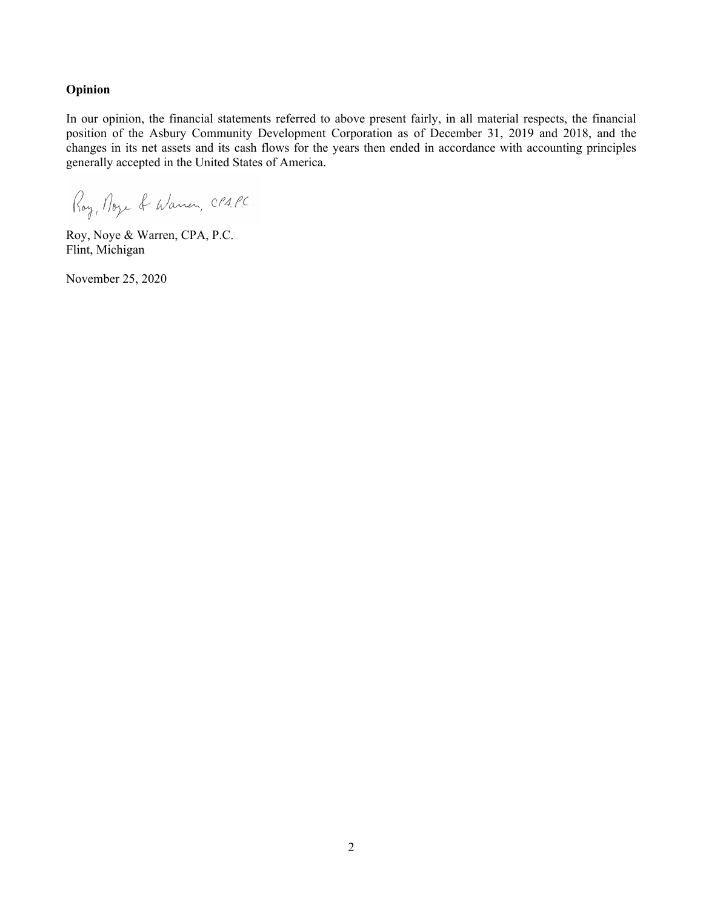**Opinion**

In our opinion, the financial statements referred to above present fairly, in all material respects, the financial position of the Asbury Community Development Corporation as of December 31, 2019 and 2018, and the changes in its net assets and its cash flows for the years then ended in accordance with accounting principles generally accepted in the United States of America.

Roy, Noye & Warren, CPA, P.C.

Roy, Noye & Warren, CPA, P.C.
Flint, Michigan

November 25, 2020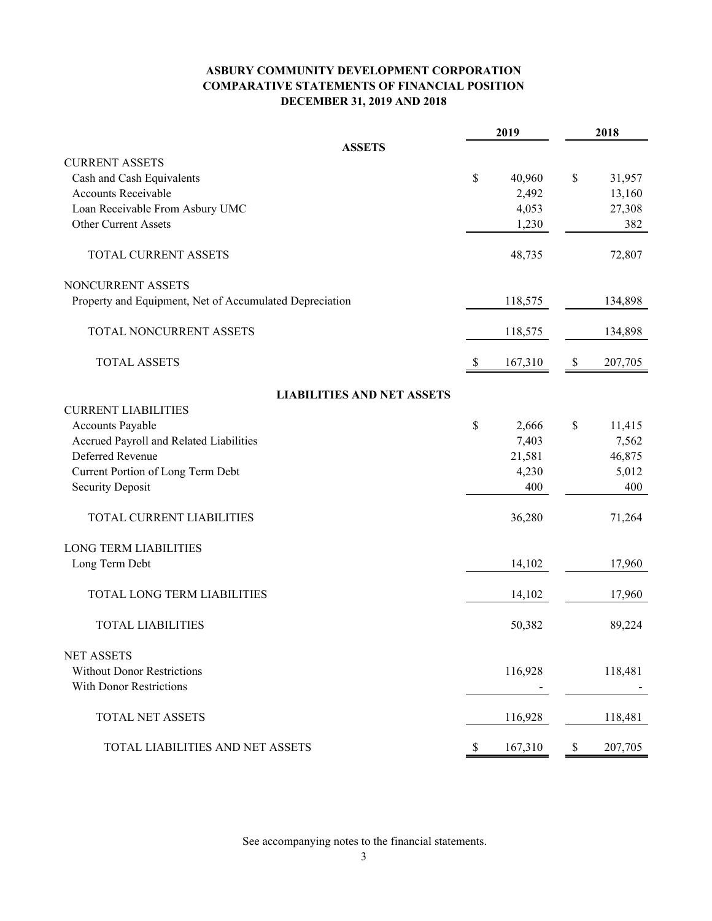# ASBURY COMMUNITY DEVELOPMENT CORPORATION
## COMPARATIVE STATEMENTS OF FINANCIAL POSITION
### DECEMBER 31, 2019 AND 2018

| | 2019 | 2018 |
|---|---|---|
| **ASSETS** | | |
| CURRENT ASSETS | | |
| Cash and Cash Equivalents | $ 40,960 | $ 31,957 |
| Accounts Receivable | 2,492 | 13,160 |
| Loan Receivable From Asbury UMC | 4,053 | 27,308 |
| Other Current Assets | 1,230 | 382 |
| TOTAL CURRENT ASSETS | 48,735 | 72,807 |
| NONCURRENT ASSETS | | |
| Property and Equipment, Net of Accumulated Depreciation | 118,575 | 134,898 |
| TOTAL NONCURRENT ASSETS | 118,575 | 134,898 |
| TOTAL ASSETS | $ 167,310 | $ 207,705 |
| **LIABILITIES AND NET ASSETS** | | |
| CURRENT LIABILITIES | | |
| Accounts Payable | $ 2,666 | $ 11,415 |
| Accrued Payroll and Related Liabilities | 7,403 | 7,562 |
| Deferred Revenue | 21,581 | 46,875 |
| Current Portion of Long Term Debt | 4,230 | 5,012 |
| Security Deposit | 400 | 400 |
| TOTAL CURRENT LIABILITIES | 36,280 | 71,264 |
| LONG TERM LIABILITIES | | |
| Long Term Debt | 14,102 | 17,960 |
| TOTAL LONG TERM LIABILITIES | 14,102 | 17,960 |
| TOTAL LIABILITIES | 50,382 | 89,224 |
| NET ASSETS | | |
| Without Donor Restrictions | 116,928 | 118,481 |
| With Donor Restrictions | - | - |
| TOTAL NET ASSETS | 116,928 | 118,481 |
| TOTAL LIABILITIES AND NET ASSETS | $ 167,310 | $ 207,705 |

See accompanying notes to the financial statements.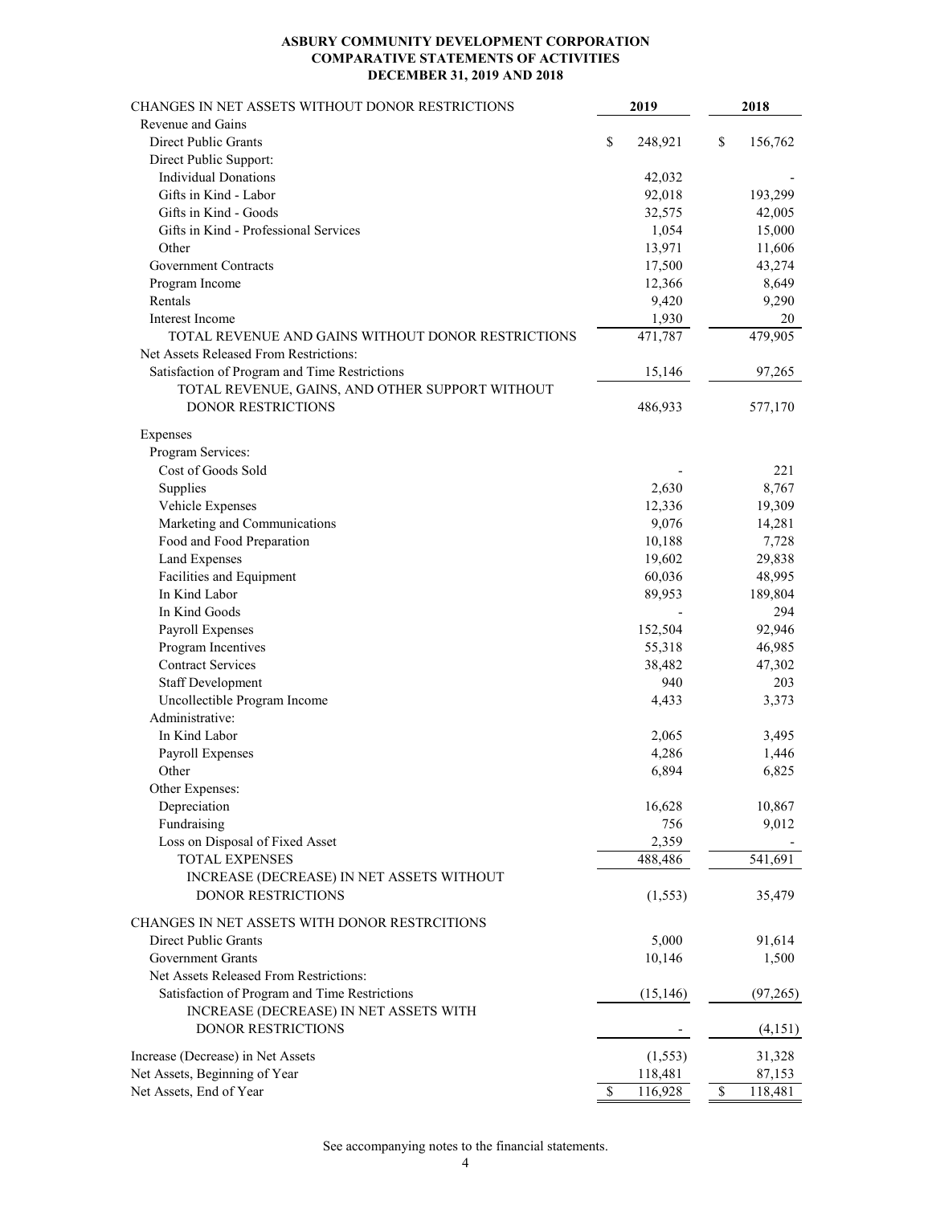# ASBURY COMMUNITY DEVELOPMENT CORPORATION
## COMPARATIVE STATEMENTS OF ACTIVITIES
### DECEMBER 31, 2019 AND 2018

| CHANGES IN NET ASSETS WITHOUT DONOR RESTRICTIONS | 2019 | 2018 |
|---|---|---|
| Revenue and Gains | | |
| Direct Public Grants | $ 248,921 | $ 156,762 |
| Direct Public Support: | | |
| Individual Donations | 42,032 | - |
| Gifts in Kind - Labor | 92,018 | 193,299 |
| Gifts in Kind - Goods | 32,575 | 42,005 |
| Gifts in Kind - Professional Services | 1,054 | 15,000 |
| Other | 13,971 | 11,606 |
| Government Contracts | 17,500 | 43,274 |
| Program Income | 12,366 | 8,649 |
| Rentals | 9,420 | 9,290 |
| Interest Income | 1,930 | 20 |
| TOTAL REVENUE AND GAINS WITHOUT DONOR RESTRICTIONS | 471,787 | 479,905 |
| Net Assets Released From Restrictions: | | |
| Satisfaction of Program and Time Restrictions | 15,146 | 97,265 |
| TOTAL REVENUE, GAINS, AND OTHER SUPPORT WITHOUT DONOR RESTRICTIONS | 486,933 | 577,170 |
| Expenses | | |
| Program Services: | | |
| Cost of Goods Sold | - | 221 |
| Supplies | 2,630 | 8,767 |
| Vehicle Expenses | 12,336 | 19,309 |
| Marketing and Communications | 9,076 | 14,281 |
| Food and Food Preparation | 10,188 | 7,728 |
| Land Expenses | 19,602 | 29,838 |
| Facilities and Equipment | 60,036 | 48,995 |
| In Kind Labor | 89,953 | 189,804 |
| In Kind Goods | - | 294 |
| Payroll Expenses | 152,504 | 92,946 |
| Program Incentives | 55,318 | 46,985 |
| Contract Services | 38,482 | 47,302 |
| Staff Development | 940 | 203 |
| Uncollectible Program Income | 4,433 | 3,373 |
| Administrative: | | |
| In Kind Labor | 2,065 | 3,495 |
| Payroll Expenses | 4,286 | 1,446 |
| Other | 6,894 | 6,825 |
| Other Expenses: | | |
| Depreciation | 16,628 | 10,867 |
| Fundraising | 756 | 9,012 |
| Loss on Disposal of Fixed Asset | 2,359 | - |
| TOTAL EXPENSES | 488,486 | 541,691 |
| INCREASE (DECREASE) IN NET ASSETS WITHOUT DONOR RESTRICTIONS | (1,553) | 35,479 |
| CHANGES IN NET ASSETS WITH DONOR RESTRCITIONS | | |
| Direct Public Grants | 5,000 | 91,614 |
| Government Grants | 10,146 | 1,500 |
| Net Assets Released From Restrictions: | | |
| Satisfaction of Program and Time Restrictions | (15,146) | (97,265) |
| INCREASE (DECREASE) IN NET ASSETS WITH DONOR RESTRICTIONS | - | (4,151) |
| Increase (Decrease) in Net Assets | (1,553) | 31,328 |
| Net Assets, Beginning of Year | 118,481 | 87,153 |
| Net Assets, End of Year | $ 116,928 | $ 118,481 |

See accompanying notes to the financial statements.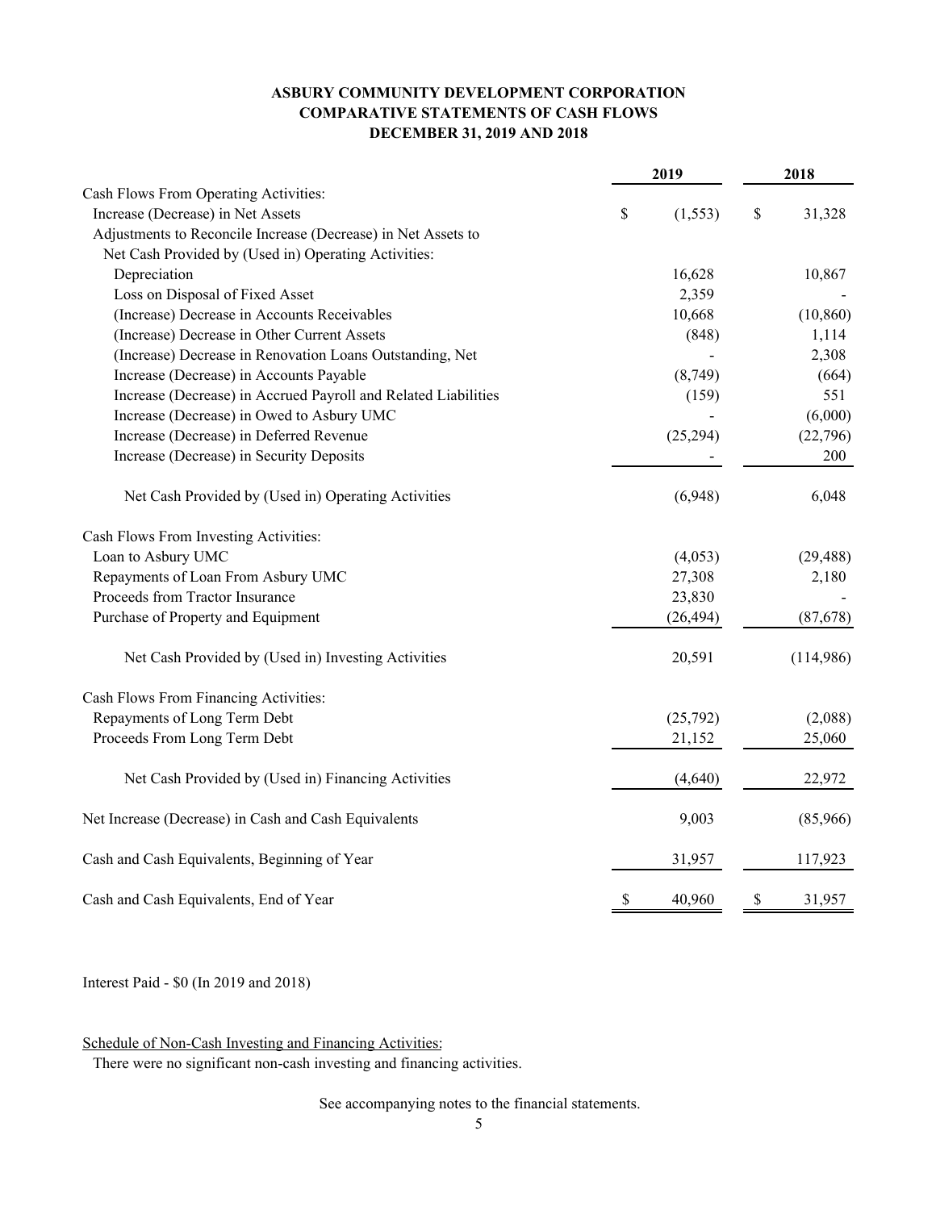# ASBURY COMMUNITY DEVELOPMENT CORPORATION
## COMPARATIVE STATEMENTS OF CASH FLOWS
## DECEMBER 31, 2019 AND 2018

| | 2019 | 2018 |
|---|---|---|
| Cash Flows From Operating Activities: | | |
| Increase (Decrease) in Net Assets | $ (1,553) | $ 31,328 |
| Adjustments to Reconcile Increase (Decrease) in Net Assets to Net Cash Provided by (Used in) Operating Activities: | | |
| Depreciation | 16,628 | 10,867 |
| Loss on Disposal of Fixed Asset | 2,359 | - |
| (Increase) Decrease in Accounts Receivables | 10,668 | (10,860) |
| (Increase) Decrease in Other Current Assets | (848) | 1,114 |
| (Increase) Decrease in Renovation Loans Outstanding, Net | - | 2,308 |
| Increase (Decrease) in Accounts Payable | (8,749) | (664) |
| Increase (Decrease) in Accrued Payroll and Related Liabilities | (159) | 551 |
| Increase (Decrease) in Owed to Asbury UMC | - | (6,000) |
| Increase (Decrease) in Deferred Revenue | (25,294) | (22,796) |
| Increase (Decrease) in Security Deposits | - | 200 |
| Net Cash Provided by (Used in) Operating Activities | (6,948) | 6,048 |
| Cash Flows From Investing Activities: | | |
| Loan to Asbury UMC | (4,053) | (29,488) |
| Repayments of Loan From Asbury UMC | 27,308 | 2,180 |
| Proceeds from Tractor Insurance | 23,830 | - |
| Purchase of Property and Equipment | (26,494) | (87,678) |
| Net Cash Provided by (Used in) Investing Activities | 20,591 | (114,986) |
| Cash Flows From Financing Activities: | | |
| Repayments of Long Term Debt | (25,792) | (2,088) |
| Proceeds From Long Term Debt | 21,152 | 25,060 |
| Net Cash Provided by (Used in) Financing Activities | (4,640) | 22,972 |
| Net Increase (Decrease) in Cash and Cash Equivalents | 9,003 | (85,966) |
| Cash and Cash Equivalents, Beginning of Year | 31,957 | 117,923 |
| Cash and Cash Equivalents, End of Year | $ 40,960 | $ 31,957 |

Interest Paid - $0 (In 2019 and 2018)

Schedule of Non-Cash Investing and Financing Activities:

There were no significant non-cash investing and financing activities.

See accompanying notes to the financial statements.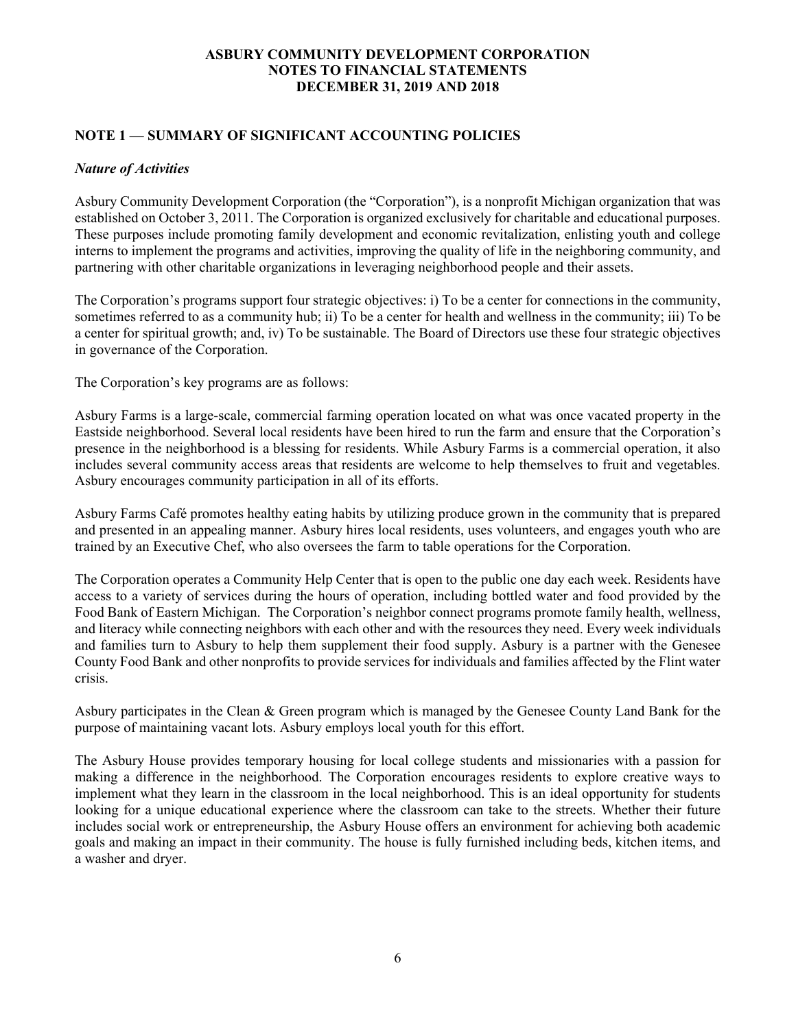# ASBURY COMMUNITY DEVELOPMENT CORPORATION
# NOTES TO FINANCIAL STATEMENTS
# DECEMBER 31, 2019 AND 2018

## NOTE 1 — SUMMARY OF SIGNIFICANT ACCOUNTING POLICIES

### *Nature of Activities*

Asbury Community Development Corporation (the "Corporation"), is a nonprofit Michigan organization that was established on October 3, 2011. The Corporation is organized exclusively for charitable and educational purposes. These purposes include promoting family development and economic revitalization, enlisting youth and college interns to implement the programs and activities, improving the quality of life in the neighboring community, and partnering with other charitable organizations in leveraging neighborhood people and their assets.

The Corporation's programs support four strategic objectives: i) To be a center for connections in the community, sometimes referred to as a community hub; ii) To be a center for health and wellness in the community; iii) To be a center for spiritual growth; and, iv) To be sustainable. The Board of Directors use these four strategic objectives in governance of the Corporation.

The Corporation's key programs are as follows:

Asbury Farms is a large-scale, commercial farming operation located on what was once vacated property in the Eastside neighborhood. Several local residents have been hired to run the farm and ensure that the Corporation's presence in the neighborhood is a blessing for residents. While Asbury Farms is a commercial operation, it also includes several community access areas that residents are welcome to help themselves to fruit and vegetables. Asbury encourages community participation in all of its efforts.

Asbury Farms Café promotes healthy eating habits by utilizing produce grown in the community that is prepared and presented in an appealing manner. Asbury hires local residents, uses volunteers, and engages youth who are trained by an Executive Chef, who also oversees the farm to table operations for the Corporation.

The Corporation operates a Community Help Center that is open to the public one day each week. Residents have access to a variety of services during the hours of operation, including bottled water and food provided by the Food Bank of Eastern Michigan. The Corporation's neighbor connect programs promote family health, wellness, and literacy while connecting neighbors with each other and with the resources they need. Every week individuals and families turn to Asbury to help them supplement their food supply. Asbury is a partner with the Genesee County Food Bank and other nonprofits to provide services for individuals and families affected by the Flint water crisis.

Asbury participates in the Clean & Green program which is managed by the Genesee County Land Bank for the purpose of maintaining vacant lots. Asbury employs local youth for this effort.

The Asbury House provides temporary housing for local college students and missionaries with a passion for making a difference in the neighborhood. The Corporation encourages residents to explore creative ways to implement what they learn in the classroom in the local neighborhood. This is an ideal opportunity for students looking for a unique educational experience where the classroom can take to the streets. Whether their future includes social work or entrepreneurship, the Asbury House offers an environment for achieving both academic goals and making an impact in their community. The house is fully furnished including beds, kitchen items, and a washer and dryer.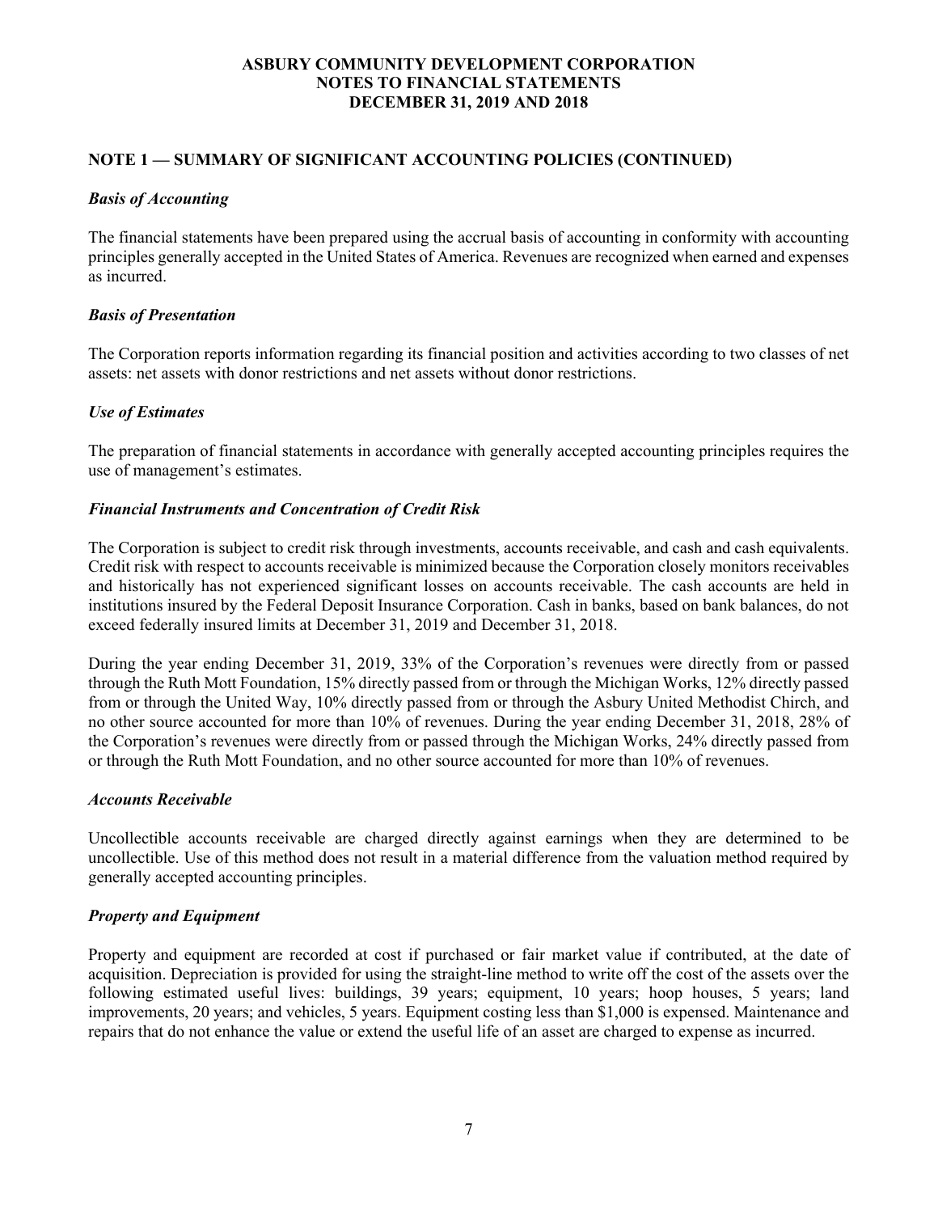# ASBURY COMMUNITY DEVELOPMENT CORPORATION
# NOTES TO FINANCIAL STATEMENTS
# DECEMBER 31, 2019 AND 2018

## NOTE 1 — SUMMARY OF SIGNIFICANT ACCOUNTING POLICIES (CONTINUED)

### *Basis of Accounting*

The financial statements have been prepared using the accrual basis of accounting in conformity with accounting principles generally accepted in the United States of America. Revenues are recognized when earned and expenses as incurred.

### *Basis of Presentation*

The Corporation reports information regarding its financial position and activities according to two classes of net assets: net assets with donor restrictions and net assets without donor restrictions.

### *Use of Estimates*

The preparation of financial statements in accordance with generally accepted accounting principles requires the use of management's estimates.

### *Financial Instruments and Concentration of Credit Risk*

The Corporation is subject to credit risk through investments, accounts receivable, and cash and cash equivalents. Credit risk with respect to accounts receivable is minimized because the Corporation closely monitors receivables and historically has not experienced significant losses on accounts receivable. The cash accounts are held in institutions insured by the Federal Deposit Insurance Corporation. Cash in banks, based on bank balances, do not exceed federally insured limits at December 31, 2019 and December 31, 2018.

During the year ending December 31, 2019, 33% of the Corporation's revenues were directly from or passed through the Ruth Mott Foundation, 15% directly passed from or through the Michigan Works, 12% directly passed from or through the United Way, 10% directly passed from or through the Asbury United Methodist Chirch, and no other source accounted for more than 10% of revenues. During the year ending December 31, 2018, 28% of the Corporation's revenues were directly from or passed through the Michigan Works, 24% directly passed from or through the Ruth Mott Foundation, and no other source accounted for more than 10% of revenues.

### *Accounts Receivable*

Uncollectible accounts receivable are charged directly against earnings when they are determined to be uncollectible. Use of this method does not result in a material difference from the valuation method required by generally accepted accounting principles.

### *Property and Equipment*

Property and equipment are recorded at cost if purchased or fair market value if contributed, at the date of acquisition. Depreciation is provided for using the straight-line method to write off the cost of the assets over the following estimated useful lives: buildings, 39 years; equipment, 10 years; hoop houses, 5 years; land improvements, 20 years; and vehicles, 5 years. Equipment costing less than $1,000 is expensed. Maintenance and repairs that do not enhance the value or extend the useful life of an asset are charged to expense as incurred.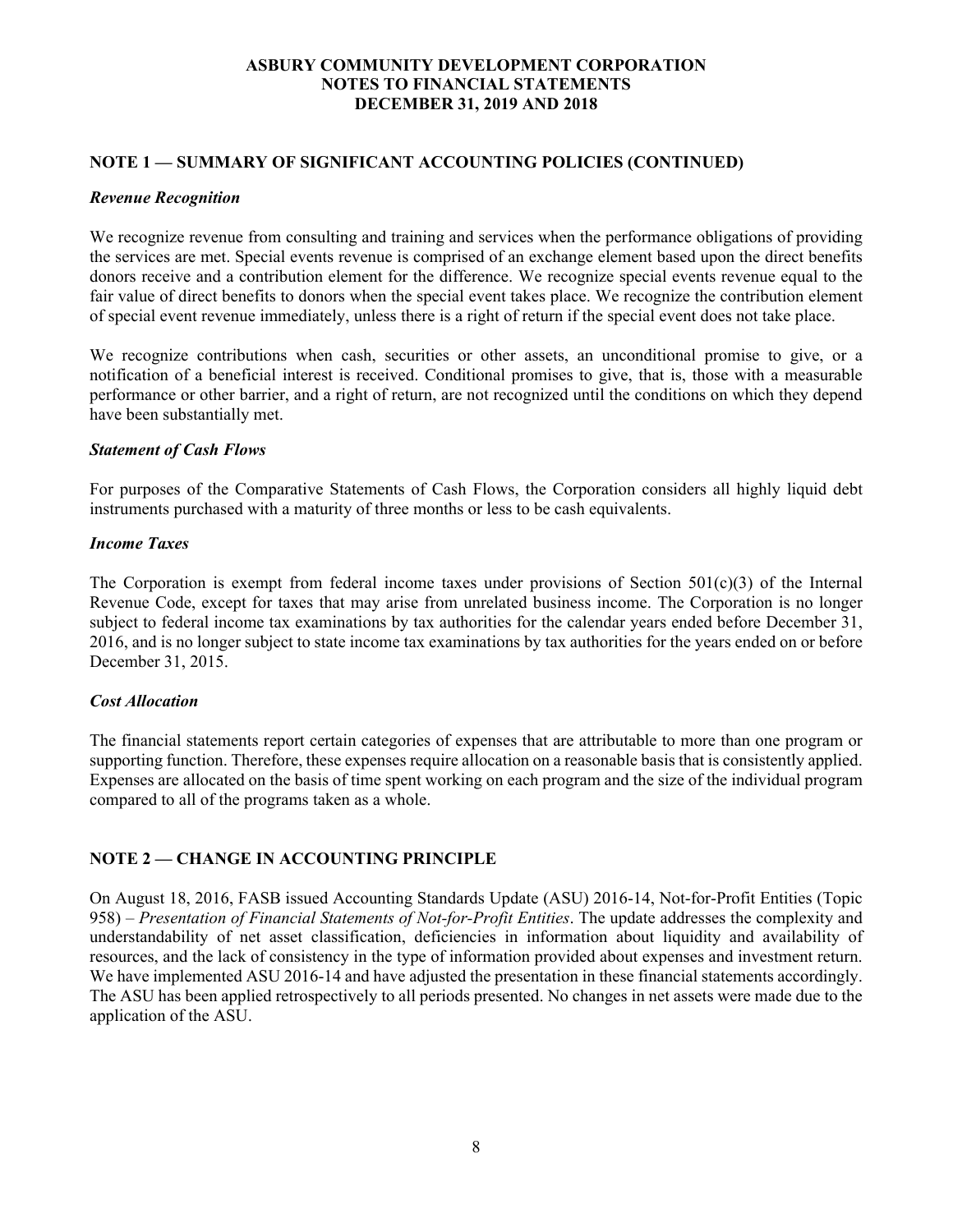## NOTE 1 — SUMMARY OF SIGNIFICANT ACCOUNTING POLICIES (CONTINUED)

### *Revenue Recognition*

We recognize revenue from consulting and training and services when the performance obligations of providing the services are met. Special events revenue is comprised of an exchange element based upon the direct benefits donors receive and a contribution element for the difference. We recognize special events revenue equal to the fair value of direct benefits to donors when the special event takes place. We recognize the contribution element of special event revenue immediately, unless there is a right of return if the special event does not take place.

We recognize contributions when cash, securities or other assets, an unconditional promise to give, or a notification of a beneficial interest is received. Conditional promises to give, that is, those with a measurable performance or other barrier, and a right of return, are not recognized until the conditions on which they depend have been substantially met.

### *Statement of Cash Flows*

For purposes of the Comparative Statements of Cash Flows, the Corporation considers all highly liquid debt instruments purchased with a maturity of three months or less to be cash equivalents.

### *Income Taxes*

The Corporation is exempt from federal income taxes under provisions of Section 501(c)(3) of the Internal Revenue Code, except for taxes that may arise from unrelated business income. The Corporation is no longer subject to federal income tax examinations by tax authorities for the calendar years ended before December 31, 2016, and is no longer subject to state income tax examinations by tax authorities for the years ended on or before December 31, 2015.

### *Cost Allocation*

The financial statements report certain categories of expenses that are attributable to more than one program or supporting function. Therefore, these expenses require allocation on a reasonable basis that is consistently applied. Expenses are allocated on the basis of time spent working on each program and the size of the individual program compared to all of the programs taken as a whole.

## NOTE 2 — CHANGE IN ACCOUNTING PRINCIPLE

On August 18, 2016, FASB issued Accounting Standards Update (ASU) 2016-14, Not-for-Profit Entities (Topic 958) – *Presentation of Financial Statements of Not-for-Profit Entities*. The update addresses the complexity and understandability of net asset classification, deficiencies in information about liquidity and availability of resources, and the lack of consistency in the type of information provided about expenses and investment return. We have implemented ASU 2016-14 and have adjusted the presentation in these financial statements accordingly. The ASU has been applied retrospectively to all periods presented. No changes in net assets were made due to the application of the ASU.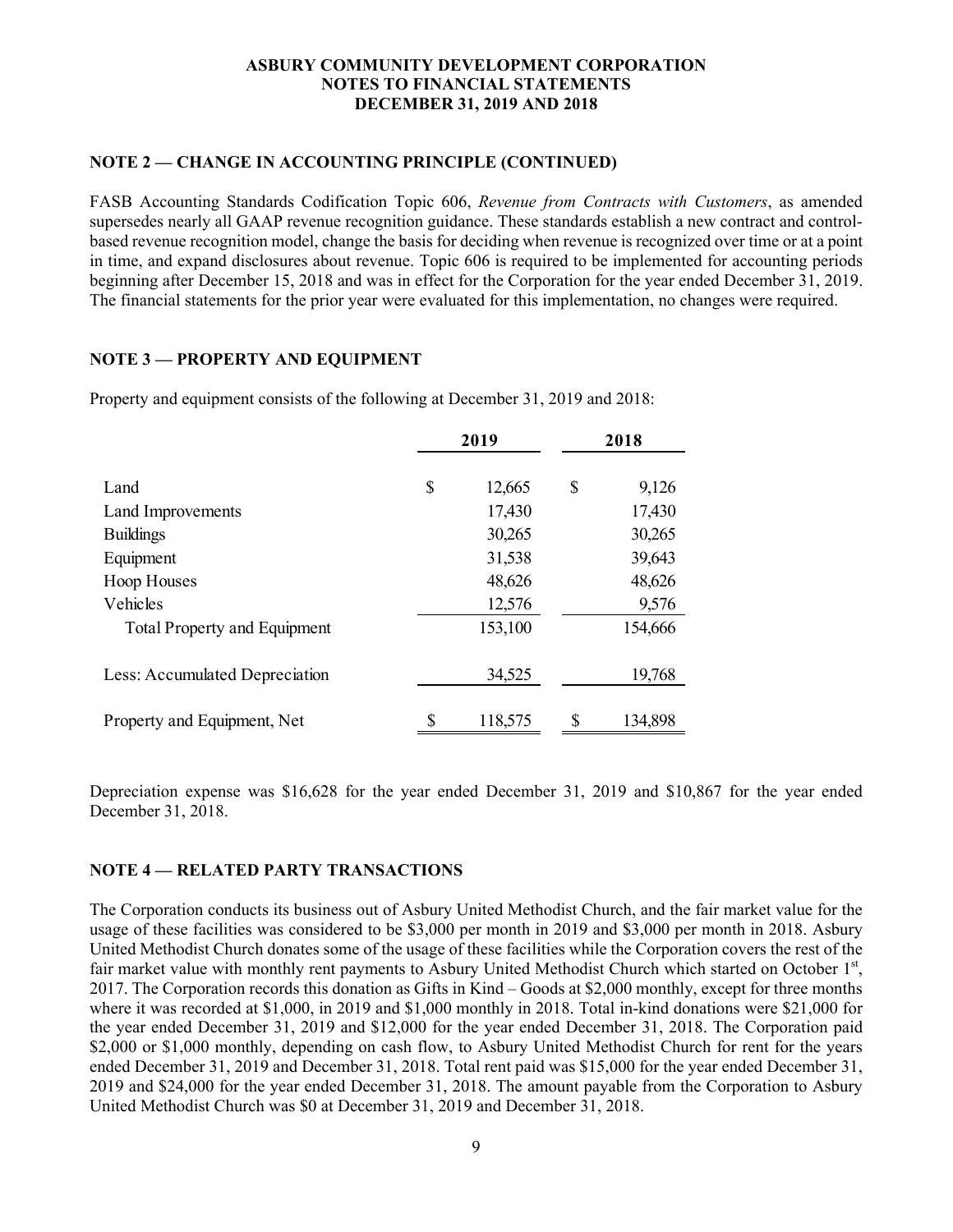## NOTE 2 — CHANGE IN ACCOUNTING PRINCIPLE (CONTINUED)

FASB Accounting Standards Codification Topic 606, *Revenue from Contracts with Customers*, as amended supersedes nearly all GAAP revenue recognition guidance. These standards establish a new contract and control-based revenue recognition model, change the basis for deciding when revenue is recognized over time or at a point in time, and expand disclosures about revenue. Topic 606 is required to be implemented for accounting periods beginning after December 15, 2018 and was in effect for the Corporation for the year ended December 31, 2019. The financial statements for the prior year were evaluated for this implementation, no changes were required.

## NOTE 3 — PROPERTY AND EQUIPMENT

Property and equipment consists of the following at December 31, 2019 and 2018:

| | 2019 | 2018 |
|---|---|---|
| Land | $ 12,665 | $ 9,126 |
| Land Improvements | 17,430 | 17,430 |
| Buildings | 30,265 | 30,265 |
| Equipment | 31,538 | 39,643 |
| Hoop Houses | 48,626 | 48,626 |
| Vehicles | 12,576 | 9,576 |
| Total Property and Equipment | 153,100 | 154,666 |
| Less: Accumulated Depreciation | 34,525 | 19,768 |
| Property and Equipment, Net | $ 118,575 | $ 134,898 |

Depreciation expense was $16,628 for the year ended December 31, 2019 and $10,867 for the year ended December 31, 2018.

## NOTE 4 — RELATED PARTY TRANSACTIONS

The Corporation conducts its business out of Asbury United Methodist Church, and the fair market value for the usage of these facilities was considered to be $3,000 per month in 2019 and $3,000 per month in 2018. Asbury United Methodist Church donates some of the usage of these facilities while the Corporation covers the rest of the fair market value with monthly rent payments to Asbury United Methodist Church which started on October 1st, 2017. The Corporation records this donation as Gifts in Kind – Goods at $2,000 monthly, except for three months where it was recorded at $1,000, in 2019 and $1,000 monthly in 2018. Total in-kind donations were $21,000 for the year ended December 31, 2019 and $12,000 for the year ended December 31, 2018. The Corporation paid $2,000 or $1,000 monthly, depending on cash flow, to Asbury United Methodist Church for rent for the years ended December 31, 2019 and December 31, 2018. Total rent paid was $15,000 for the year ended December 31, 2019 and $24,000 for the year ended December 31, 2018. The amount payable from the Corporation to Asbury United Methodist Church was $0 at December 31, 2019 and December 31, 2018.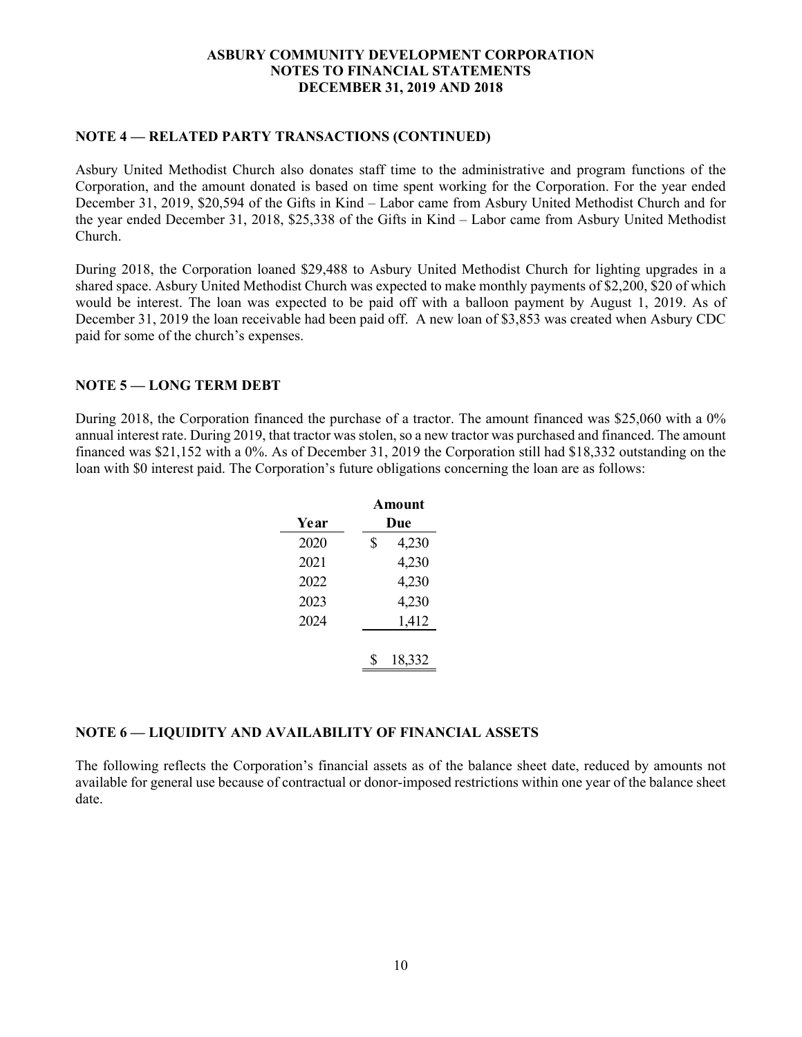# ASBURY COMMUNITY DEVELOPMENT CORPORATION
# NOTES TO FINANCIAL STATEMENTS
# DECEMBER 31, 2019 AND 2018

## NOTE 4 — RELATED PARTY TRANSACTIONS (CONTINUED)

Asbury United Methodist Church also donates staff time to the administrative and program functions of the Corporation, and the amount donated is based on time spent working for the Corporation. For the year ended December 31, 2019, $20,594 of the Gifts in Kind – Labor came from Asbury United Methodist Church and for the year ended December 31, 2018, $25,338 of the Gifts in Kind – Labor came from Asbury United Methodist Church.

During 2018, the Corporation loaned $29,488 to Asbury United Methodist Church for lighting upgrades in a shared space. Asbury United Methodist Church was expected to make monthly payments of $2,200, $20 of which would be interest. The loan was expected to be paid off with a balloon payment by August 1, 2019. As of December 31, 2019 the loan receivable had been paid off. A new loan of $3,853 was created when Asbury CDC paid for some of the church's expenses.

## NOTE 5 — LONG TERM DEBT

During 2018, the Corporation financed the purchase of a tractor. The amount financed was $25,060 with a 0% annual interest rate. During 2019, that tractor was stolen, so a new tractor was purchased and financed. The amount financed was $21,152 with a 0%. As of December 31, 2019 the Corporation still had $18,332 outstanding on the loan with $0 interest paid. The Corporation's future obligations concerning the loan are as follows:

| Year | Amount Due |
|---|---|
| 2020 | $ 4,230 |
| 2021 | 4,230 |
| 2022 | 4,230 |
| 2023 | 4,230 |
| 2024 | 1,412 |
| | $ 18,332 |

## NOTE 6 — LIQUIDITY AND AVAILABILITY OF FINANCIAL ASSETS

The following reflects the Corporation's financial assets as of the balance sheet date, reduced by amounts not available for general use because of contractual or donor-imposed restrictions within one year of the balance sheet date.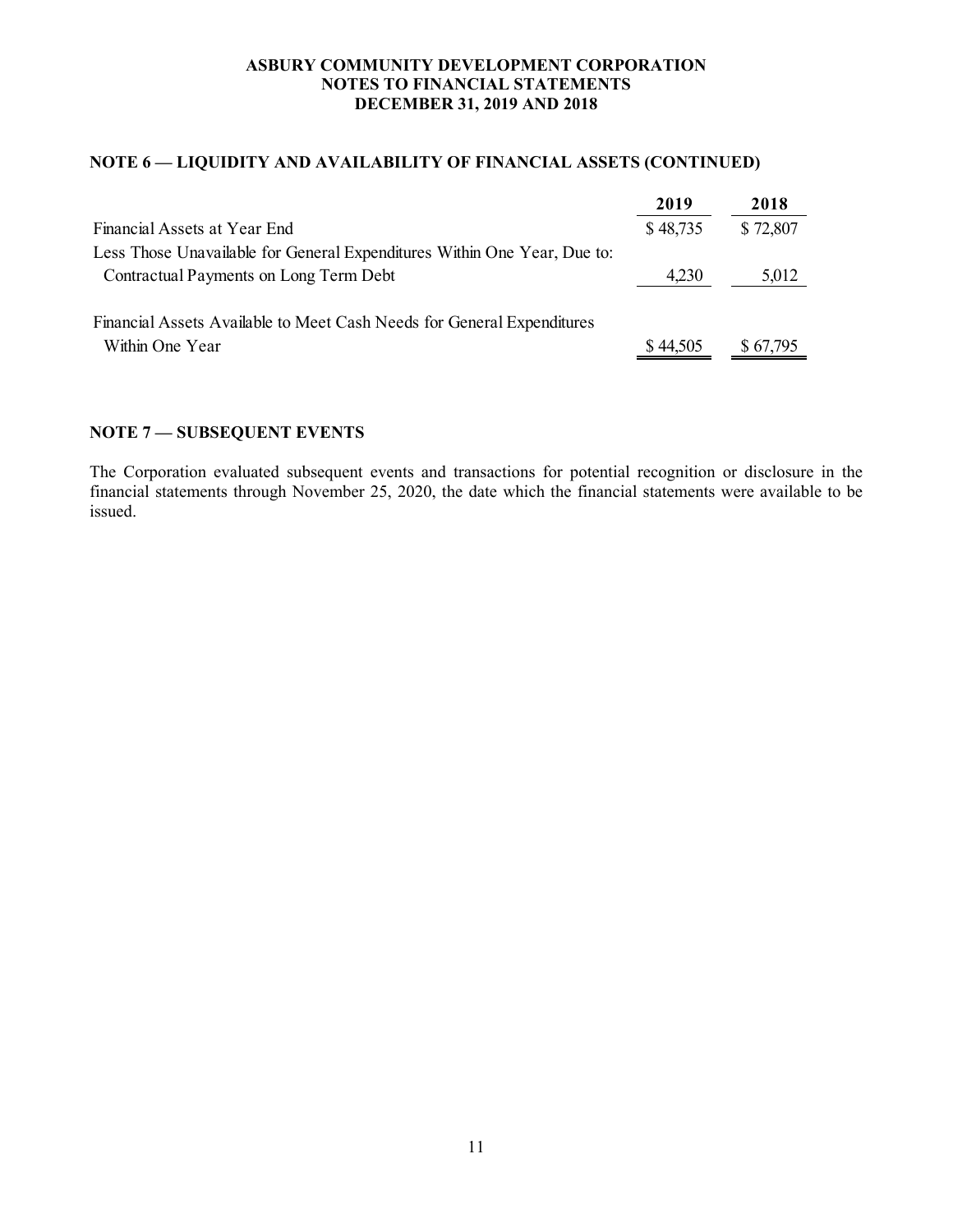# ASBURY COMMUNITY DEVELOPMENT CORPORATION
# NOTES TO FINANCIAL STATEMENTS
# DECEMBER 31, 2019 AND 2018

## NOTE 6 — LIQUIDITY AND AVAILABILITY OF FINANCIAL ASSETS (CONTINUED)

| | 2019 | 2018 |
|---|---|---|
| Financial Assets at Year End | $ 48,735 | $ 72,807 |
| Less Those Unavailable for General Expenditures Within One Year, Due to: | | |
| Contractual Payments on Long Term Debt | 4,230 | 5,012 |
| Financial Assets Available to Meet Cash Needs for General Expenditures Within One Year | $ 44,505 | $ 67,795 |

## NOTE 7 — SUBSEQUENT EVENTS

The Corporation evaluated subsequent events and transactions for potential recognition or disclosure in the financial statements through November 25, 2020, the date which the financial statements were available to be issued.